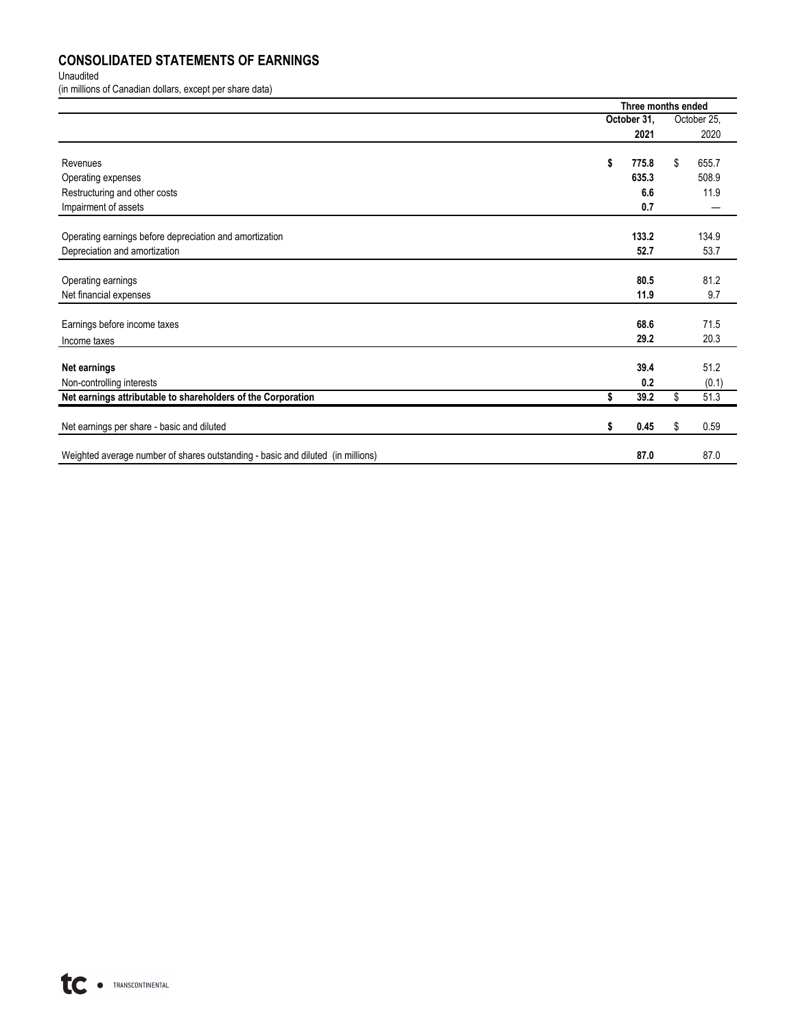## CONSOLIDATED STATEMENTS OF EARNINGS

Unaudited
(in millions of Canadian dollars, except per share data)

| | Three months ended | |
|---|---|---|
| | **October 31, 2021** | October 25, 2020 |
| Revenues | **$ 775.8** | $ 655.7 |
| Operating expenses | **635.3** | 508.9 |
| Restructuring and other costs | **6.6** | 11.9 |
| Impairment of assets | **0.7** | — |
| Operating earnings before depreciation and amortization | **133.2** | 134.9 |
| Depreciation and amortization | **52.7** | 53.7 |
| Operating earnings | **80.5** | 81.2 |
| Net financial expenses | **11.9** | 9.7 |
| Earnings before income taxes | **68.6** | 71.5 |
| Income taxes | **29.2** | 20.3 |
| **Net earnings** | **39.4** | 51.2 |
| Non-controlling interests | **0.2** | (0.1) |
| **Net earnings attributable to shareholders of the Corporation** | **$ 39.2** | $ 51.3 |
| Net earnings per share - basic and diluted | **$ 0.45** | $ 0.59 |
| Weighted average number of shares outstanding - basic and diluted (in millions) | **87.0** | 87.0 |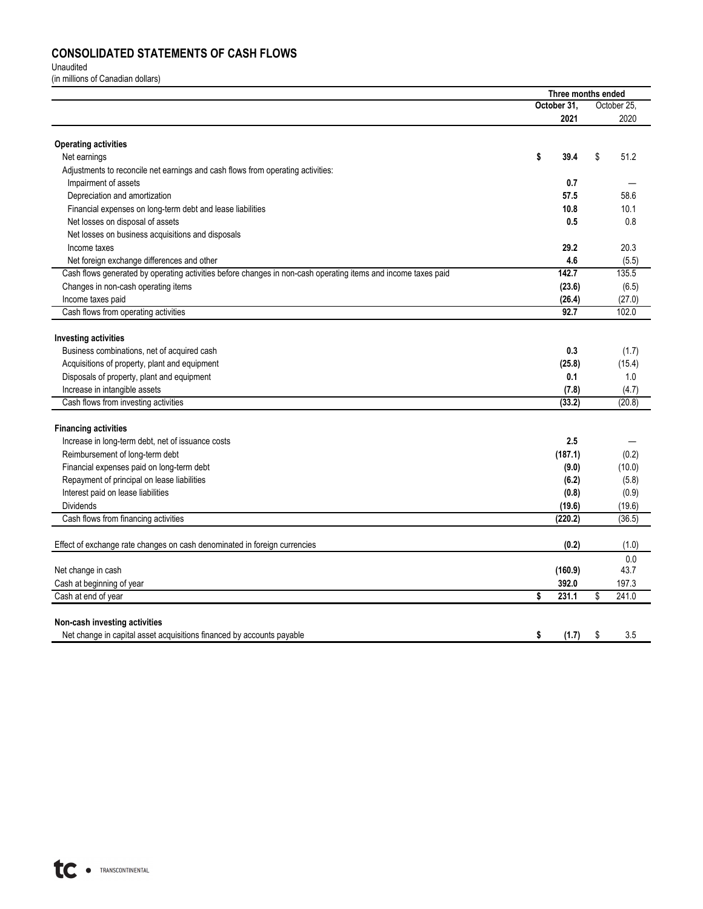## CONSOLIDATED STATEMENTS OF CASH FLOWS

Unaudited
(in millions of Canadian dollars)

| | Three months ended | |
|---|---|---|
| | **October 31, 2021** | October 25, 2020 |
| **Operating activities** | | |
| Net earnings | **$ 39.4** | $ 51.2 |
| Adjustments to reconcile net earnings and cash flows from operating activities: | | |
| Impairment of assets | **0.7** | — |
| Depreciation and amortization | **57.5** | 58.6 |
| Financial expenses on long-term debt and lease liabilities | **10.8** | 10.1 |
| Net losses on disposal of assets | **0.5** | 0.8 |
| Net losses on business acquisitions and disposals | | |
| Income taxes | **29.2** | 20.3 |
| Net foreign exchange differences and other | **4.6** | (5.5) |
| Cash flows generated by operating activities before changes in non-cash operating items and income taxes paid | **142.7** | 135.5 |
| Changes in non-cash operating items | **(23.6)** | (6.5) |
| Income taxes paid | **(26.4)** | (27.0) |
| Cash flows from operating activities | **92.7** | 102.0 |
| **Investing activities** | | |
| Business combinations, net of acquired cash | **0.3** | (1.7) |
| Acquisitions of property, plant and equipment | **(25.8)** | (15.4) |
| Disposals of property, plant and equipment | **0.1** | 1.0 |
| Increase in intangible assets | **(7.8)** | (4.7) |
| Cash flows from investing activities | **(33.2)** | (20.8) |
| **Financing activities** | | |
| Increase in long-term debt, net of issuance costs | **2.5** | — |
| Reimbursement of long-term debt | **(187.1)** | (0.2) |
| Financial expenses paid on long-term debt | **(9.0)** | (10.0) |
| Repayment of principal on lease liabilities | **(6.2)** | (5.8) |
| Interest paid on lease liabilities | **(0.8)** | (0.9) |
| Dividends | **(19.6)** | (19.6) |
| Cash flows from financing activities | **(220.2)** | (36.5) |
| Effect of exchange rate changes on cash denominated in foreign currencies | **(0.2)** | (1.0) |
| | | 0.0 |
| Net change in cash | **(160.9)** | 43.7 |
| Cash at beginning of year | **392.0** | 197.3 |
| Cash at end of year | **$ 231.1** | $ 241.0 |
| **Non-cash investing activities** | | |
| Net change in capital asset acquisitions financed by accounts payable | **$ (1.7)** | $ 3.5 |